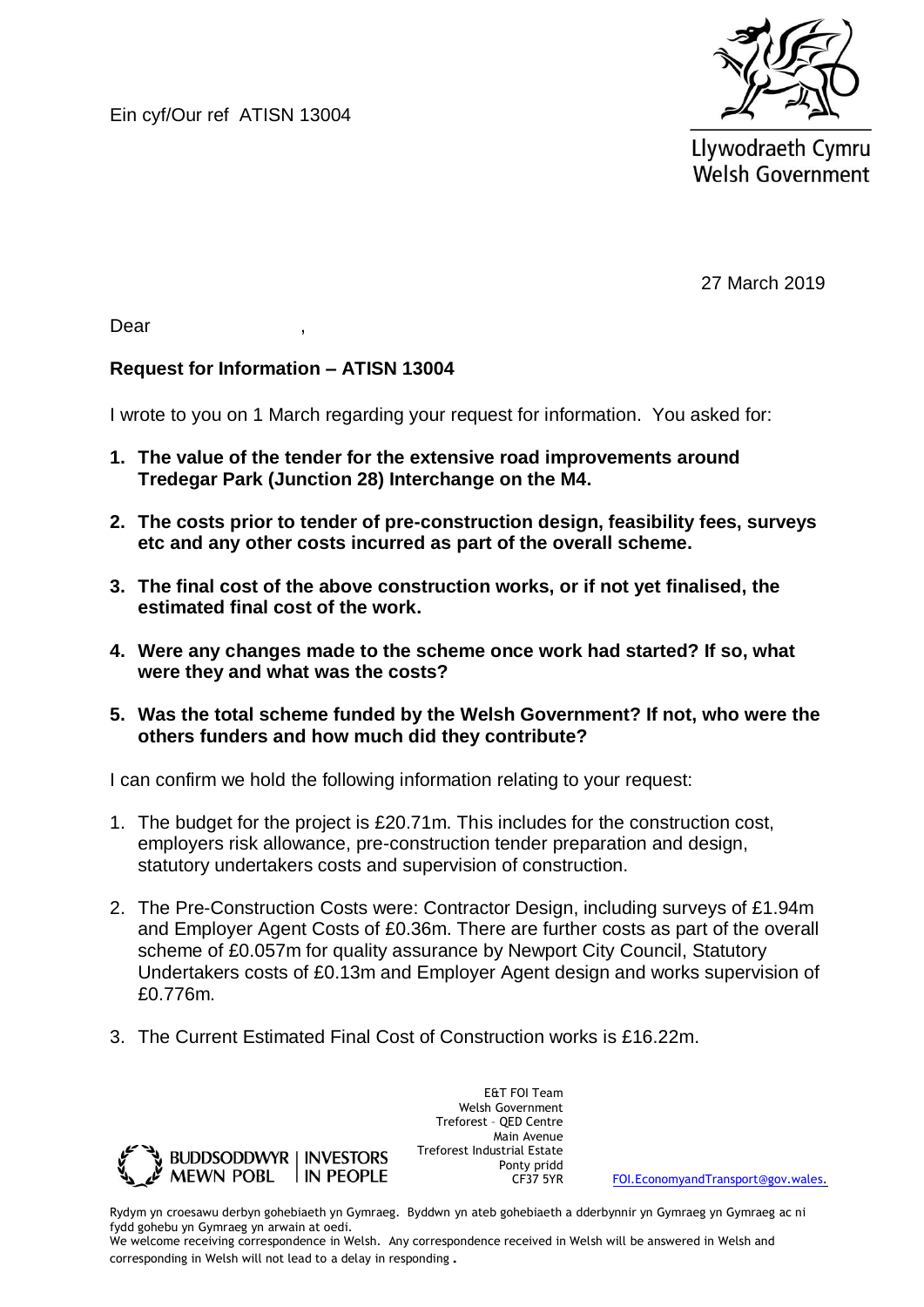Ein cyf/Our ref ATISN 13004

Llywodraeth Cymru
Welsh Government

27 March 2019

Dear ,

**Request for Information – ATISN 13004**

I wrote to you on 1 March regarding your request for information. You asked for:

1. **The value of the tender for the extensive road improvements around Tredegar Park (Junction 28) Interchange on the M4.**
2. **The costs prior to tender of pre-construction design, feasibility fees, surveys etc and any other costs incurred as part of the overall scheme.**
3. **The final cost of the above construction works, or if not yet finalised, the estimated final cost of the work.**
4. **Were any changes made to the scheme once work had started? If so, what were they and what was the costs?**
5. **Was the total scheme funded by the Welsh Government? If not, who were the others funders and how much did they contribute?**

I can confirm we hold the following information relating to your request:

1. The budget for the project is £20.71m. This includes for the construction cost, employers risk allowance, pre-construction tender preparation and design, statutory undertakers costs and supervision of construction.
2. The Pre-Construction Costs were: Contractor Design, including surveys of £1.94m and Employer Agent Costs of £0.36m. There are further costs as part of the overall scheme of £0.057m for quality assurance by Newport City Council, Statutory Undertakers costs of £0.13m and Employer Agent design and works supervision of £0.776m.
3. The Current Estimated Final Cost of Construction works is £16.22m.

BUDDSODDWYR MEWN POBL | INVESTORS IN PEOPLE

E&T FOI Team
Welsh Government
Treforest – QED Centre
Main Avenue
Treforest Industrial Estate
Ponty pridd
CF37 5YR

FOI.EconomyandTransport@gov.wales.

Rydym yn croesawu derbyn gohebiaeth yn Gymraeg. Byddwn yn ateb gohebiaeth a dderbynnir yn Gymraeg yn Gymraeg ac ni fydd gohebu yn Gymraeg yn arwain at oedi.
We welcome receiving correspondence in Welsh. Any correspondence received in Welsh will be answered in Welsh and corresponding in Welsh will not lead to a delay in responding.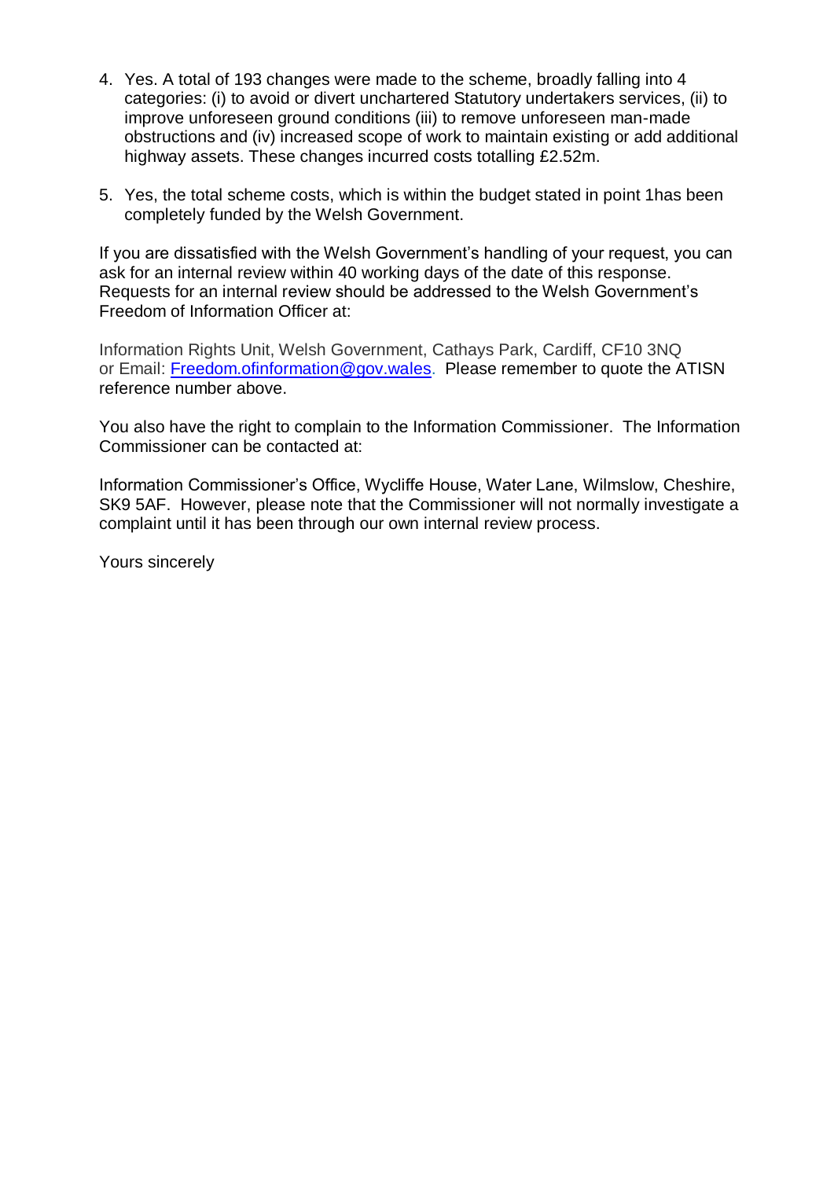4. Yes. A total of 193 changes were made to the scheme, broadly falling into 4 categories: (i) to avoid or divert unchartered Statutory undertakers services, (ii) to improve unforeseen ground conditions (iii) to remove unforeseen man-made obstructions and (iv) increased scope of work to maintain existing or add additional highway assets. These changes incurred costs totalling £2.52m.

5. Yes, the total scheme costs, which is within the budget stated in point 1has been completely funded by the Welsh Government.

If you are dissatisfied with the Welsh Government's handling of your request, you can ask for an internal review within 40 working days of the date of this response. Requests for an internal review should be addressed to the Welsh Government's Freedom of Information Officer at:

Information Rights Unit, Welsh Government, Cathays Park, Cardiff, CF10 3NQ
or Email: Freedom.ofinformation@gov.wales. Please remember to quote the ATISN reference number above.

You also have the right to complain to the Information Commissioner. The Information Commissioner can be contacted at:

Information Commissioner's Office, Wycliffe House, Water Lane, Wilmslow, Cheshire, SK9 5AF. However, please note that the Commissioner will not normally investigate a complaint until it has been through our own internal review process.

Yours sincerely